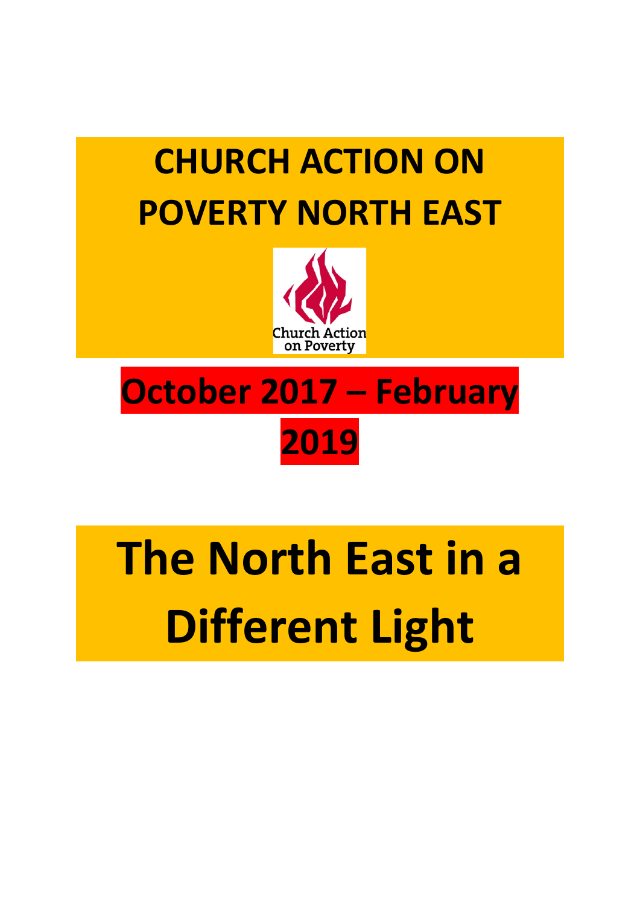# CHURCH ACTION ON POVERTY NORTH EAST

Church Action on Poverty

## October 2017 – February 2019

# The North East in a Different Light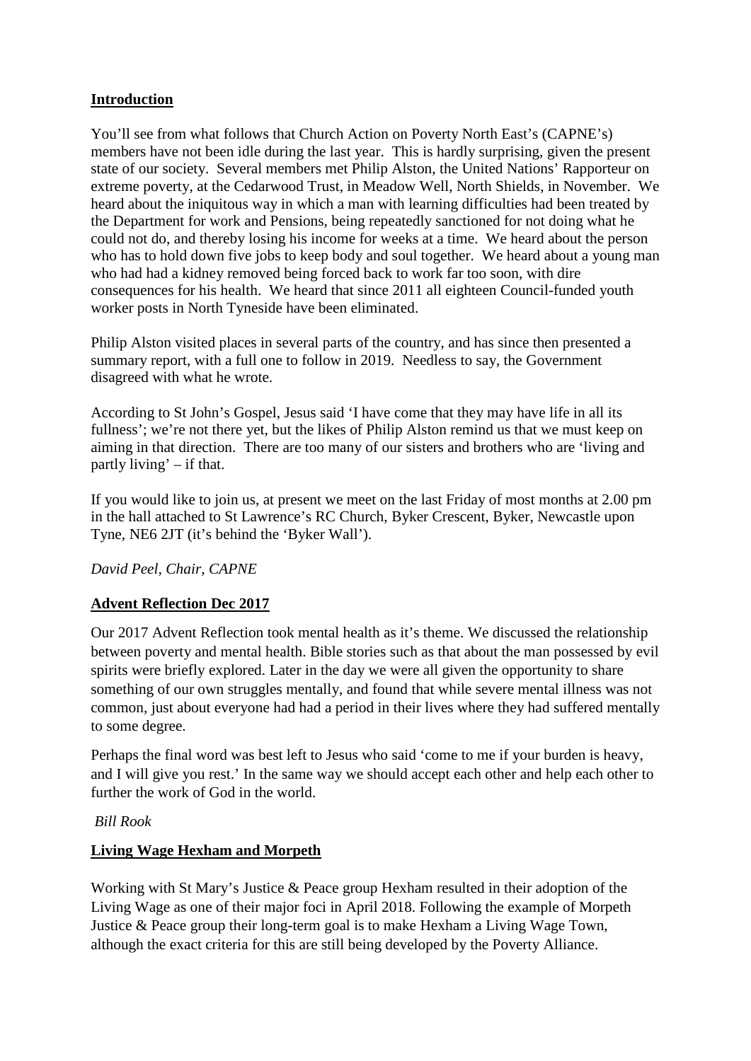## Introduction

You'll see from what follows that Church Action on Poverty North East's (CAPNE's) members have not been idle during the last year. This is hardly surprising, given the present state of our society. Several members met Philip Alston, the United Nations' Rapporteur on extreme poverty, at the Cedarwood Trust, in Meadow Well, North Shields, in November. We heard about the iniquitous way in which a man with learning difficulties had been treated by the Department for work and Pensions, being repeatedly sanctioned for not doing what he could not do, and thereby losing his income for weeks at a time. We heard about the person who has to hold down five jobs to keep body and soul together. We heard about a young man who had had a kidney removed being forced back to work far too soon, with dire consequences for his health. We heard that since 2011 all eighteen Council-funded youth worker posts in North Tyneside have been eliminated.

Philip Alston visited places in several parts of the country, and has since then presented a summary report, with a full one to follow in 2019. Needless to say, the Government disagreed with what he wrote.

According to St John's Gospel, Jesus said 'I have come that they may have life in all its fullness'; we're not there yet, but the likes of Philip Alston remind us that we must keep on aiming in that direction. There are too many of our sisters and brothers who are 'living and partly living' – if that.

If you would like to join us, at present we meet on the last Friday of most months at 2.00 pm in the hall attached to St Lawrence's RC Church, Byker Crescent, Byker, Newcastle upon Tyne, NE6 2JT (it's behind the 'Byker Wall').

*David Peel, Chair, CAPNE*

## Advent Reflection Dec 2017

Our 2017 Advent Reflection took mental health as it's theme. We discussed the relationship between poverty and mental health. Bible stories such as that about the man possessed by evil spirits were briefly explored. Later in the day we were all given the opportunity to share something of our own struggles mentally, and found that while severe mental illness was not common, just about everyone had had a period in their lives where they had suffered mentally to some degree.

Perhaps the final word was best left to Jesus who said 'come to me if your burden is heavy, and I will give you rest.' In the same way we should accept each other and help each other to further the work of God in the world.

*Bill Rook*

## Living Wage Hexham and Morpeth

Working with St Mary's Justice & Peace group Hexham resulted in their adoption of the Living Wage as one of their major foci in April 2018. Following the example of Morpeth Justice & Peace group their long-term goal is to make Hexham a Living Wage Town, although the exact criteria for this are still being developed by the Poverty Alliance.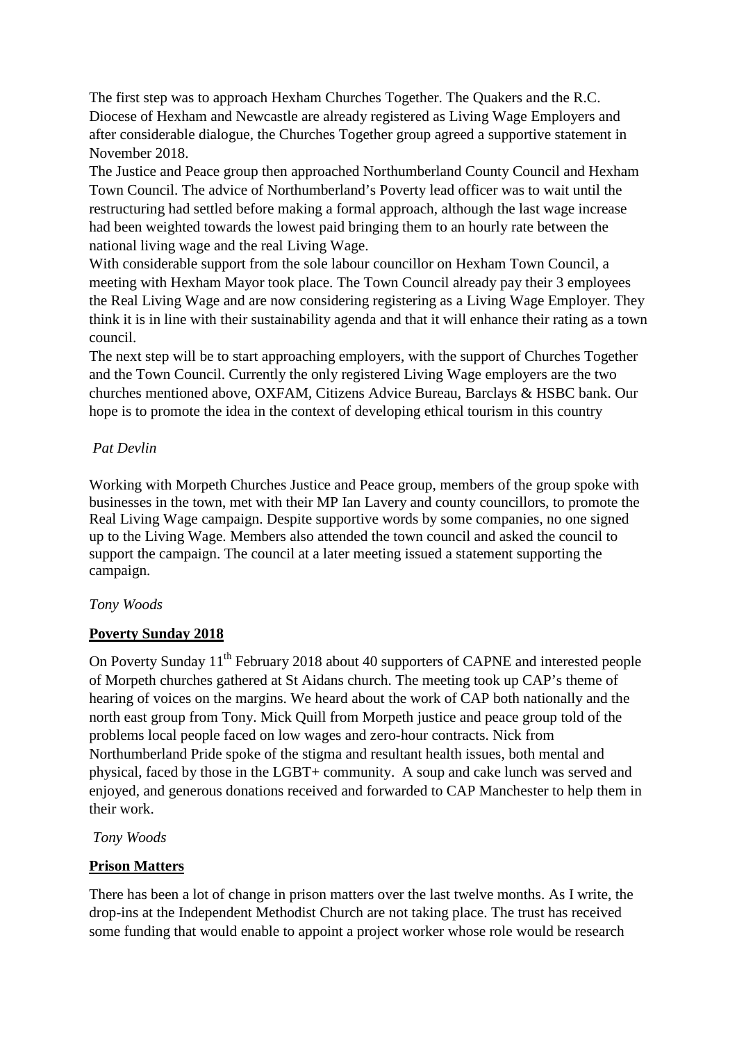The first step was to approach Hexham Churches Together. The Quakers and the R.C. Diocese of Hexham and Newcastle are already registered as Living Wage Employers and after considerable dialogue, the Churches Together group agreed a supportive statement in November 2018.

The Justice and Peace group then approached Northumberland County Council and Hexham Town Council. The advice of Northumberland's Poverty lead officer was to wait until the restructuring had settled before making a formal approach, although the last wage increase had been weighted towards the lowest paid bringing them to an hourly rate between the national living wage and the real Living Wage.

With considerable support from the sole labour councillor on Hexham Town Council, a meeting with Hexham Mayor took place. The Town Council already pay their 3 employees the Real Living Wage and are now considering registering as a Living Wage Employer. They think it is in line with their sustainability agenda and that it will enhance their rating as a town council.

The next step will be to start approaching employers, with the support of Churches Together and the Town Council. Currently the only registered Living Wage employers are the two churches mentioned above, OXFAM, Citizens Advice Bureau, Barclays & HSBC bank. Our hope is to promote the idea in the context of developing ethical tourism in this country

*Pat Devlin*

Working with Morpeth Churches Justice and Peace group, members of the group spoke with businesses in the town, met with their MP Ian Lavery and county councillors, to promote the Real Living Wage campaign. Despite supportive words by some companies, no one signed up to the Living Wage. Members also attended the town council and asked the council to support the campaign. The council at a later meeting issued a statement supporting the campaign.

*Tony Woods*

## Poverty Sunday 2018

On Poverty Sunday 11th February 2018 about 40 supporters of CAPNE and interested people of Morpeth churches gathered at St Aidans church. The meeting took up CAP's theme of hearing of voices on the margins. We heard about the work of CAP both nationally and the north east group from Tony. Mick Quill from Morpeth justice and peace group told of the problems local people faced on low wages and zero-hour contracts. Nick from Northumberland Pride spoke of the stigma and resultant health issues, both mental and physical, faced by those in the LGBT+ community. A soup and cake lunch was served and enjoyed, and generous donations received and forwarded to CAP Manchester to help them in their work.

*Tony Woods*

## Prison Matters

There has been a lot of change in prison matters over the last twelve months. As I write, the drop-ins at the Independent Methodist Church are not taking place. The trust has received some funding that would enable to appoint a project worker whose role would be research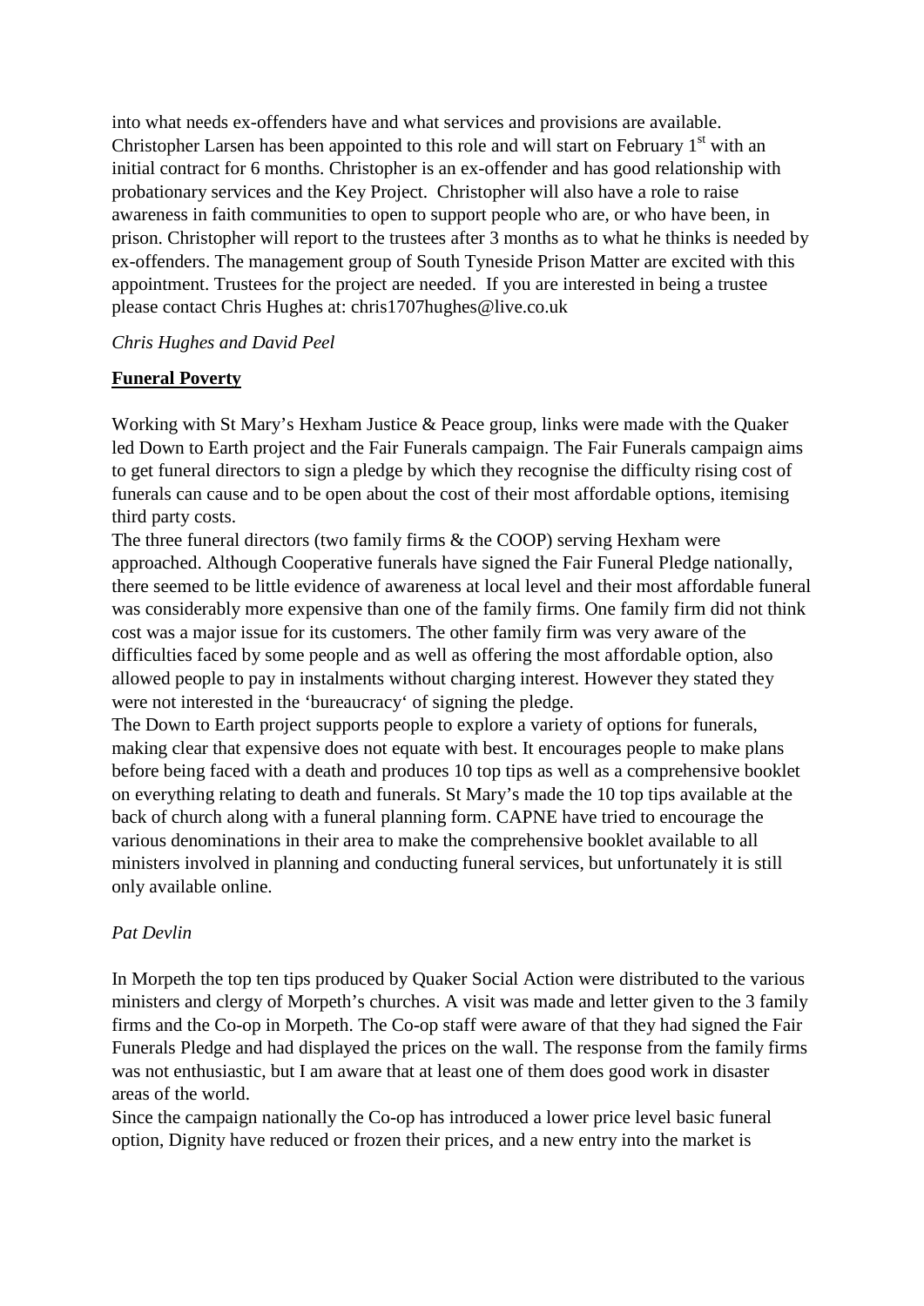into what needs ex-offenders have and what services and provisions are available. Christopher Larsen has been appointed to this role and will start on February 1st with an initial contract for 6 months. Christopher is an ex-offender and has good relationship with probationary services and the Key Project. Christopher will also have a role to raise awareness in faith communities to open to support people who are, or who have been, in prison. Christopher will report to the trustees after 3 months as to what he thinks is needed by ex-offenders. The management group of South Tyneside Prison Matter are excited with this appointment. Trustees for the project are needed. If you are interested in being a trustee please contact Chris Hughes at: chris1707hughes@live.co.uk

*Chris Hughes and David Peel*

## Funeral Poverty

Working with St Mary's Hexham Justice & Peace group, links were made with the Quaker led Down to Earth project and the Fair Funerals campaign. The Fair Funerals campaign aims to get funeral directors to sign a pledge by which they recognise the difficulty rising cost of funerals can cause and to be open about the cost of their most affordable options, itemising third party costs.

The three funeral directors (two family firms & the COOP) serving Hexham were approached. Although Cooperative funerals have signed the Fair Funeral Pledge nationally, there seemed to be little evidence of awareness at local level and their most affordable funeral was considerably more expensive than one of the family firms. One family firm did not think cost was a major issue for its customers. The other family firm was very aware of the difficulties faced by some people and as well as offering the most affordable option, also allowed people to pay in instalments without charging interest. However they stated they were not interested in the 'bureaucracy' of signing the pledge.

The Down to Earth project supports people to explore a variety of options for funerals, making clear that expensive does not equate with best. It encourages people to make plans before being faced with a death and produces 10 top tips as well as a comprehensive booklet on everything relating to death and funerals. St Mary's made the 10 top tips available at the back of church along with a funeral planning form. CAPNE have tried to encourage the various denominations in their area to make the comprehensive booklet available to all ministers involved in planning and conducting funeral services, but unfortunately it is still only available online.

*Pat Devlin*

In Morpeth the top ten tips produced by Quaker Social Action were distributed to the various ministers and clergy of Morpeth's churches. A visit was made and letter given to the 3 family firms and the Co-op in Morpeth. The Co-op staff were aware of that they had signed the Fair Funerals Pledge and had displayed the prices on the wall. The response from the family firms was not enthusiastic, but I am aware that at least one of them does good work in disaster areas of the world.

Since the campaign nationally the Co-op has introduced a lower price level basic funeral option, Dignity have reduced or frozen their prices, and a new entry into the market is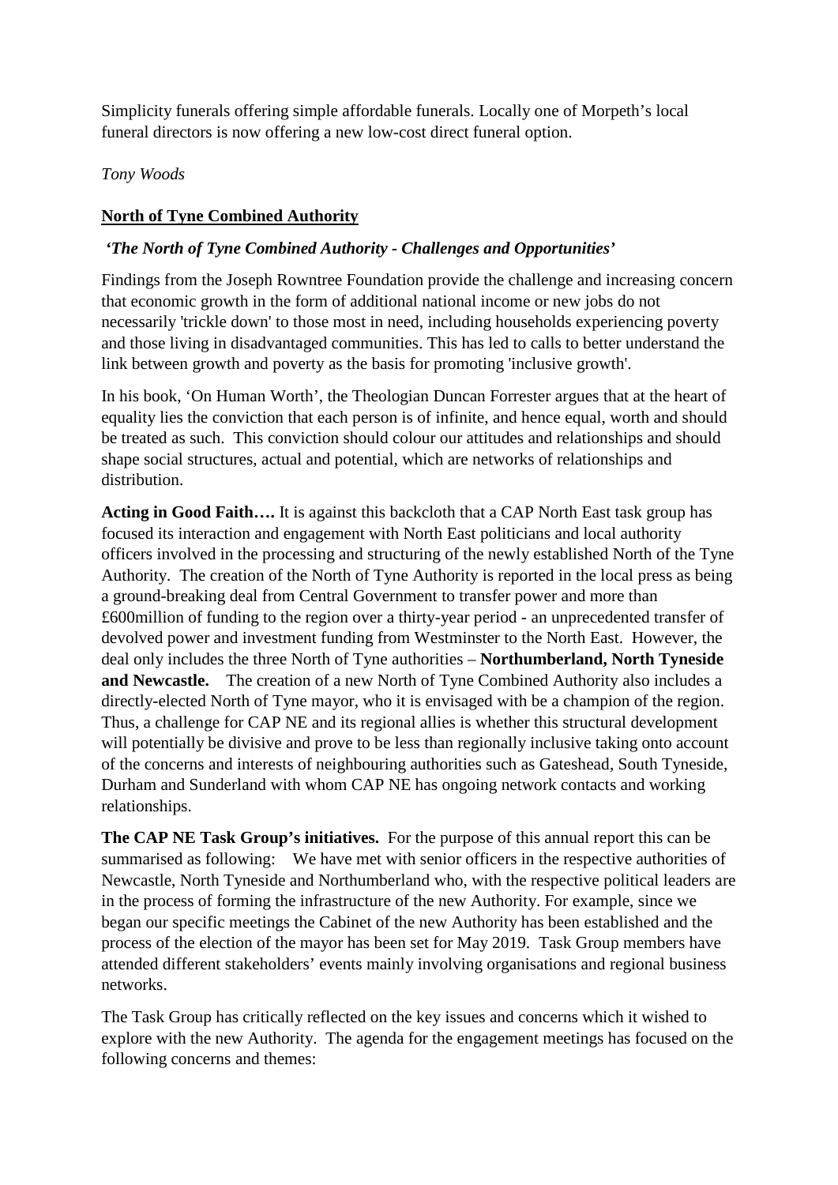Simplicity funerals offering simple affordable funerals. Locally one of Morpeth's local funeral directors is now offering a new low-cost direct funeral option.

*Tony Woods*

## North of Tyne Combined Authority

***'The North of Tyne Combined Authority - Challenges and Opportunities'***

Findings from the Joseph Rowntree Foundation provide the challenge and increasing concern that economic growth in the form of additional national income or new jobs do not necessarily 'trickle down' to those most in need, including households experiencing poverty and those living in disadvantaged communities. This has led to calls to better understand the link between growth and poverty as the basis for promoting 'inclusive growth'.

In his book, 'On Human Worth', the Theologian Duncan Forrester argues that at the heart of equality lies the conviction that each person is of infinite, and hence equal, worth and should be treated as such. This conviction should colour our attitudes and relationships and should shape social structures, actual and potential, which are networks of relationships and distribution.

**Acting in Good Faith….** It is against this backcloth that a CAP North East task group has focused its interaction and engagement with North East politicians and local authority officers involved in the processing and structuring of the newly established North of the Tyne Authority. The creation of the North of Tyne Authority is reported in the local press as being a ground-breaking deal from Central Government to transfer power and more than £600million of funding to the region over a thirty-year period - an unprecedented transfer of devolved power and investment funding from Westminster to the North East. However, the deal only includes the three North of Tyne authorities – **Northumberland, North Tyneside and Newcastle.** The creation of a new North of Tyne Combined Authority also includes a directly-elected North of Tyne mayor, who it is envisaged with be a champion of the region. Thus, a challenge for CAP NE and its regional allies is whether this structural development will potentially be divisive and prove to be less than regionally inclusive taking onto account of the concerns and interests of neighbouring authorities such as Gateshead, South Tyneside, Durham and Sunderland with whom CAP NE has ongoing network contacts and working relationships.

**The CAP NE Task Group's initiatives.** For the purpose of this annual report this can be summarised as following: We have met with senior officers in the respective authorities of Newcastle, North Tyneside and Northumberland who, with the respective political leaders are in the process of forming the infrastructure of the new Authority. For example, since we began our specific meetings the Cabinet of the new Authority has been established and the process of the election of the mayor has been set for May 2019. Task Group members have attended different stakeholders' events mainly involving organisations and regional business networks.

The Task Group has critically reflected on the key issues and concerns which it wished to explore with the new Authority. The agenda for the engagement meetings has focused on the following concerns and themes: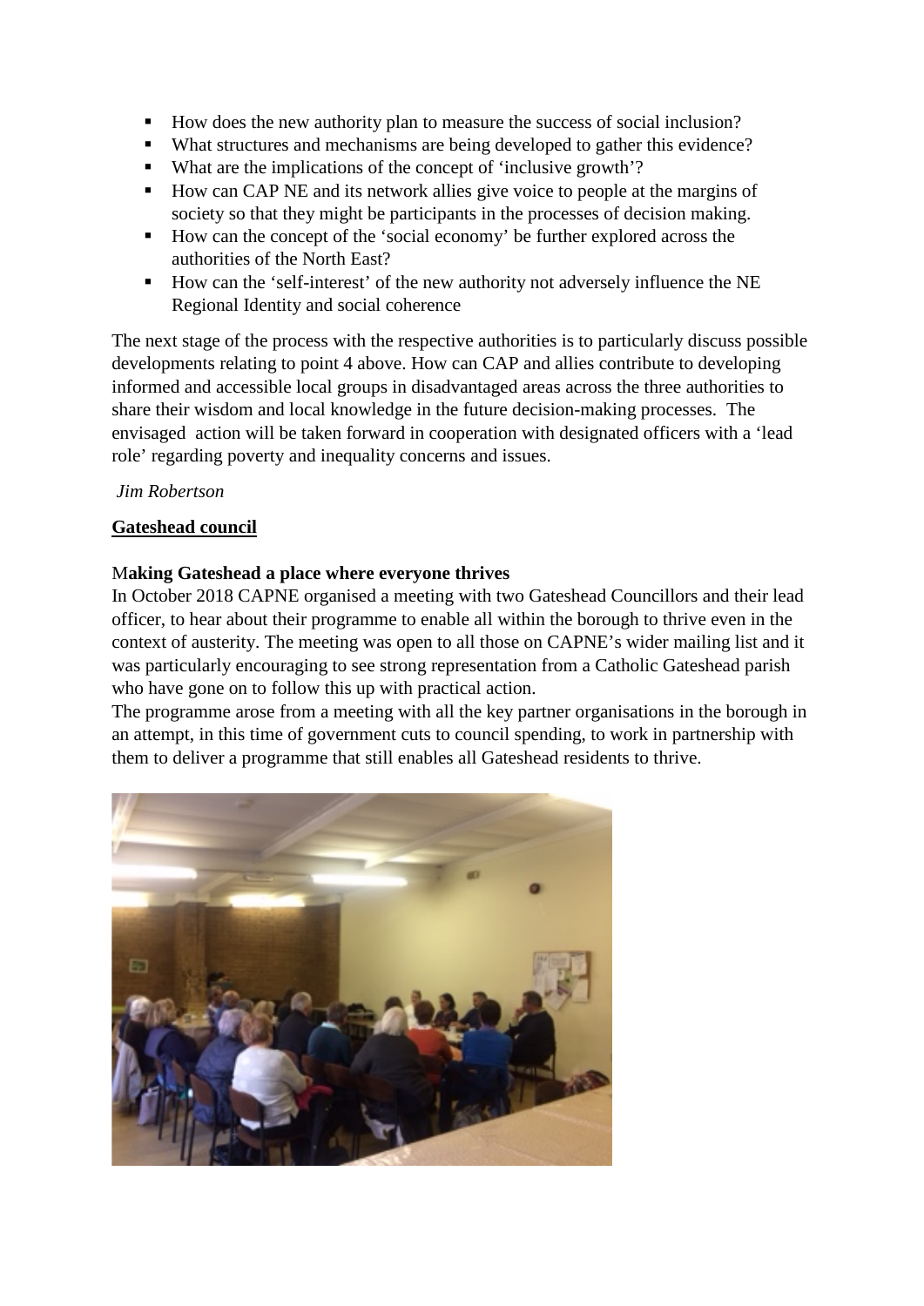- How does the new authority plan to measure the success of social inclusion?
- What structures and mechanisms are being developed to gather this evidence?
- What are the implications of the concept of 'inclusive growth'?
- How can CAP NE and its network allies give voice to people at the margins of society so that they might be participants in the processes of decision making.
- How can the concept of the 'social economy' be further explored across the authorities of the North East?
- How can the 'self-interest' of the new authority not adversely influence the NE Regional Identity and social coherence

The next stage of the process with the respective authorities is to particularly discuss possible developments relating to point 4 above. How can CAP and allies contribute to developing informed and accessible local groups in disadvantaged areas across the three authorities to share their wisdom and local knowledge in the future decision-making processes. The envisaged action will be taken forward in cooperation with designated officers with a 'lead role' regarding poverty and inequality concerns and issues.

*Jim Robertson*

**<u>Gateshead council</u>**

**Making Gateshead a place where everyone thrives**

In October 2018 CAPNE organised a meeting with two Gateshead Councillors and their lead officer, to hear about their programme to enable all within the borough to thrive even in the context of austerity. The meeting was open to all those on CAPNE's wider mailing list and it was particularly encouraging to see strong representation from a Catholic Gateshead parish who have gone on to follow this up with practical action.

The programme arose from a meeting with all the key partner organisations in the borough in an attempt, in this time of government cuts to council spending, to work in partnership with them to deliver a programme that still enables all Gateshead residents to thrive.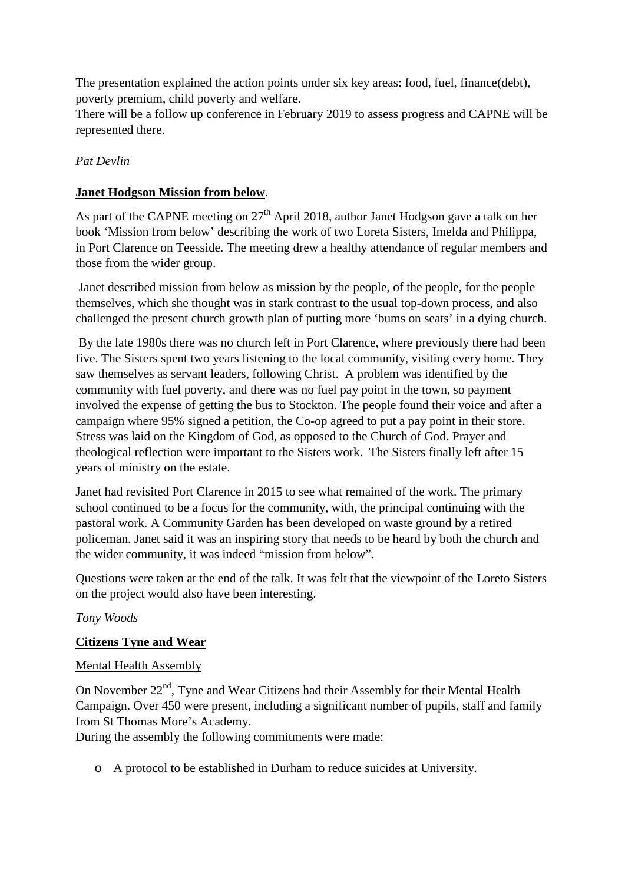The presentation explained the action points under six key areas: food, fuel, finance(debt), poverty premium, child poverty and welfare.
There will be a follow up conference in February 2019 to assess progress and CAPNE will be represented there.

*Pat Devlin*

**Janet Hodgson Mission from below**.

As part of the CAPNE meeting on 27th April 2018, author Janet Hodgson gave a talk on her book 'Mission from below' describing the work of two Loreta Sisters, Imelda and Philippa, in Port Clarence on Teesside. The meeting drew a healthy attendance of regular members and those from the wider group.

Janet described mission from below as mission by the people, of the people, for the people themselves, which she thought was in stark contrast to the usual top-down process, and also challenged the present church growth plan of putting more 'bums on seats' in a dying church.

By the late 1980s there was no church left in Port Clarence, where previously there had been five. The Sisters spent two years listening to the local community, visiting every home. They saw themselves as servant leaders, following Christ. A problem was identified by the community with fuel poverty, and there was no fuel pay point in the town, so payment involved the expense of getting the bus to Stockton. The people found their voice and after a campaign where 95% signed a petition, the Co-op agreed to put a pay point in their store. Stress was laid on the Kingdom of God, as opposed to the Church of God. Prayer and theological reflection were important to the Sisters work. The Sisters finally left after 15 years of ministry on the estate.

Janet had revisited Port Clarence in 2015 to see what remained of the work. The primary school continued to be a focus for the community, with, the principal continuing with the pastoral work. A Community Garden has been developed on waste ground by a retired policeman. Janet said it was an inspiring story that needs to be heard by both the church and the wider community, it was indeed "mission from below".

Questions were taken at the end of the talk. It was felt that the viewpoint of the Loreto Sisters on the project would also have been interesting.

*Tony Woods*

**Citizens Tyne and Wear**

Mental Health Assembly

On November 22nd, Tyne and Wear Citizens had their Assembly for their Mental Health Campaign. Over 450 were present, including a significant number of pupils, staff and family from St Thomas More's Academy.
During the assembly the following commitments were made:

- A protocol to be established in Durham to reduce suicides at University.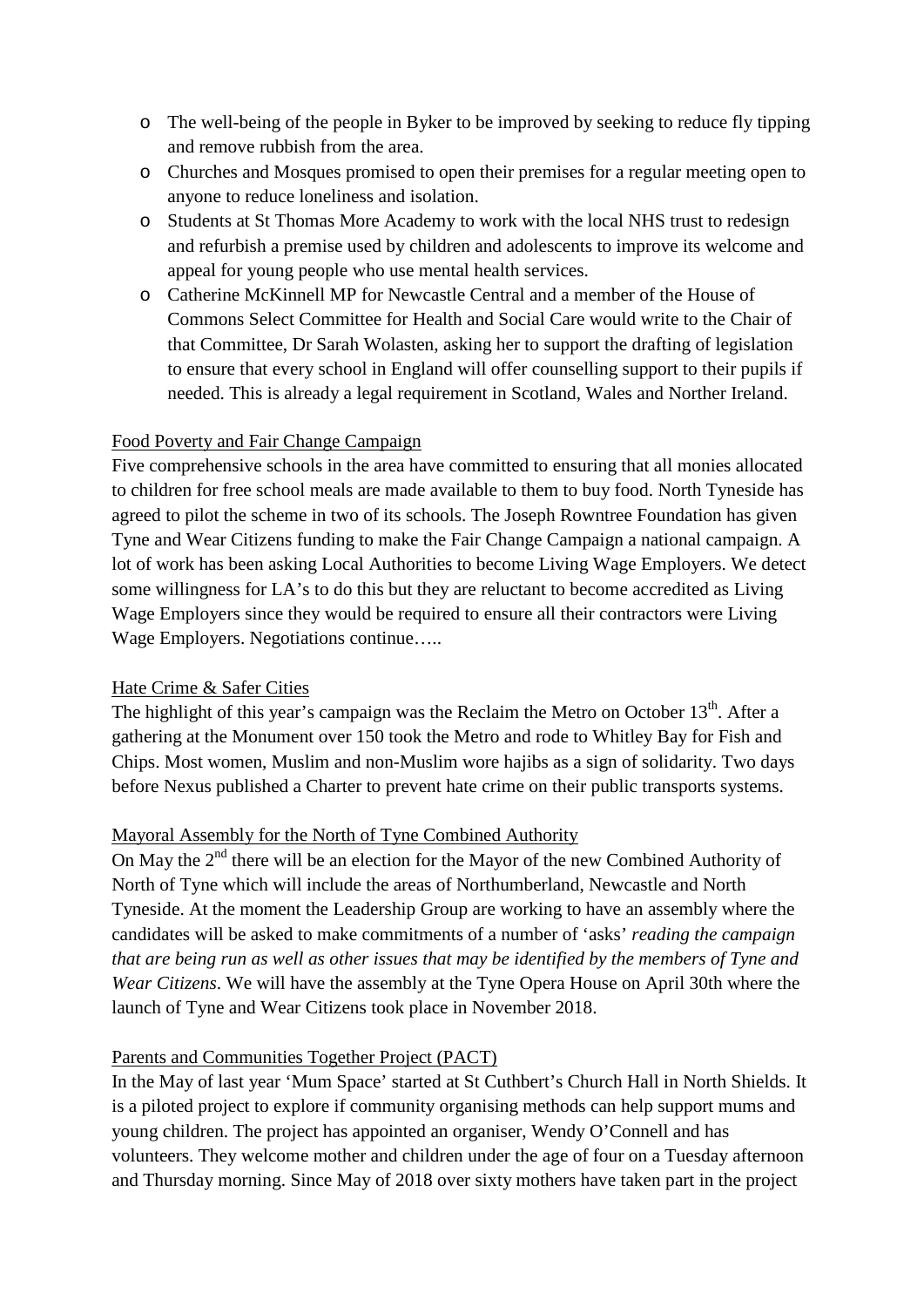- The well-being of the people in Byker to be improved by seeking to reduce fly tipping and remove rubbish from the area.
- Churches and Mosques promised to open their premises for a regular meeting open to anyone to reduce loneliness and isolation.
- Students at St Thomas More Academy to work with the local NHS trust to redesign and refurbish a premise used by children and adolescents to improve its welcome and appeal for young people who use mental health services.
- Catherine McKinnell MP for Newcastle Central and a member of the House of Commons Select Committee for Health and Social Care would write to the Chair of that Committee, Dr Sarah Wolasten, asking her to support the drafting of legislation to ensure that every school in England will offer counselling support to their pupils if needed. This is already a legal requirement in Scotland, Wales and Norther Ireland.

<u>Food Poverty and Fair Change Campaign</u>

Five comprehensive schools in the area have committed to ensuring that all monies allocated to children for free school meals are made available to them to buy food. North Tyneside has agreed to pilot the scheme in two of its schools. The Joseph Rowntree Foundation has given Tyne and Wear Citizens funding to make the Fair Change Campaign a national campaign. A lot of work has been asking Local Authorities to become Living Wage Employers. We detect some willingness for LA's to do this but they are reluctant to become accredited as Living Wage Employers since they would be required to ensure all their contractors were Living Wage Employers. Negotiations continue…..

<u>Hate Crime & Safer Cities</u>

The highlight of this year's campaign was the Reclaim the Metro on October 13th. After a gathering at the Monument over 150 took the Metro and rode to Whitley Bay for Fish and Chips. Most women, Muslim and non-Muslim wore hajibs as a sign of solidarity. Two days before Nexus published a Charter to prevent hate crime on their public transports systems.

<u>Mayoral Assembly for the North of Tyne Combined Authority</u>

On May the 2nd there will be an election for the Mayor of the new Combined Authority of North of Tyne which will include the areas of Northumberland, Newcastle and North Tyneside. At the moment the Leadership Group are working to have an assembly where the candidates will be asked to make commitments of a number of 'asks' *reading the campaign that are being run as well as other issues that may be identified by the members of Tyne and Wear Citizens*. We will have the assembly at the Tyne Opera House on April 30th where the launch of Tyne and Wear Citizens took place in November 2018.

<u>Parents and Communities Together Project (PACT)</u>

In the May of last year 'Mum Space' started at St Cuthbert's Church Hall in North Shields. It is a piloted project to explore if community organising methods can help support mums and young children. The project has appointed an organiser, Wendy O'Connell and has volunteers. They welcome mother and children under the age of four on a Tuesday afternoon and Thursday morning. Since May of 2018 over sixty mothers have taken part in the project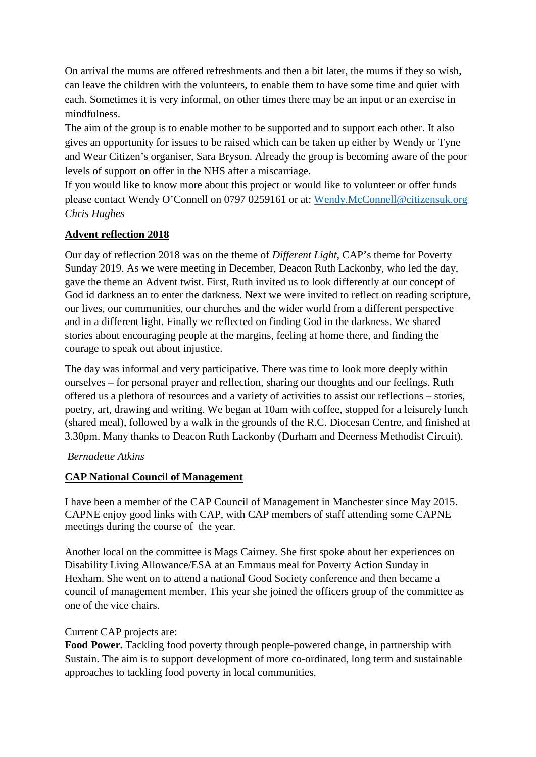On arrival the mums are offered refreshments and then a bit later, the mums if they so wish, can leave the children with the volunteers, to enable them to have some time and quiet with each. Sometimes it is very informal, on other times there may be an input or an exercise in mindfulness.
The aim of the group is to enable mother to be supported and to support each other. It also gives an opportunity for issues to be raised which can be taken up either by Wendy or Tyne and Wear Citizen's organiser, Sara Bryson. Already the group is becoming aware of the poor levels of support on offer in the NHS after a miscarriage.
If you would like to know more about this project or would like to volunteer or offer funds please contact Wendy O'Connell on 0797 0259161 or at: Wendy.McConnell@citizensuk.org
*Chris Hughes*

## Advent reflection 2018

Our day of reflection 2018 was on the theme of *Different Light*, CAP's theme for Poverty Sunday 2019. As we were meeting in December, Deacon Ruth Lackonby, who led the day, gave the theme an Advent twist. First, Ruth invited us to look differently at our concept of God id darkness an to enter the darkness. Next we were invited to reflect on reading scripture, our lives, our communities, our churches and the wider world from a different perspective and in a different light. Finally we reflected on finding God in the darkness. We shared stories about encouraging people at the margins, feeling at home there, and finding the courage to speak out about injustice.

The day was informal and very participative. There was time to look more deeply within ourselves – for personal prayer and reflection, sharing our thoughts and our feelings. Ruth offered us a plethora of resources and a variety of activities to assist our reflections – stories, poetry, art, drawing and writing. We began at 10am with coffee, stopped for a leisurely lunch (shared meal), followed by a walk in the grounds of the R.C. Diocesan Centre, and finished at 3.30pm. Many thanks to Deacon Ruth Lackonby (Durham and Deerness Methodist Circuit).

*Bernadette Atkins*

## CAP National Council of Management

I have been a member of the CAP Council of Management in Manchester since May 2015. CAPNE enjoy good links with CAP, with CAP members of staff attending some CAPNE meetings during the course of the year.

Another local on the committee is Mags Cairney. She first spoke about her experiences on Disability Living Allowance/ESA at an Emmaus meal for Poverty Action Sunday in Hexham. She went on to attend a national Good Society conference and then became a council of management member. This year she joined the officers group of the committee as one of the vice chairs.

Current CAP projects are:
**Food Power.** Tackling food poverty through people-powered change, in partnership with Sustain. The aim is to support development of more co-ordinated, long term and sustainable approaches to tackling food poverty in local communities.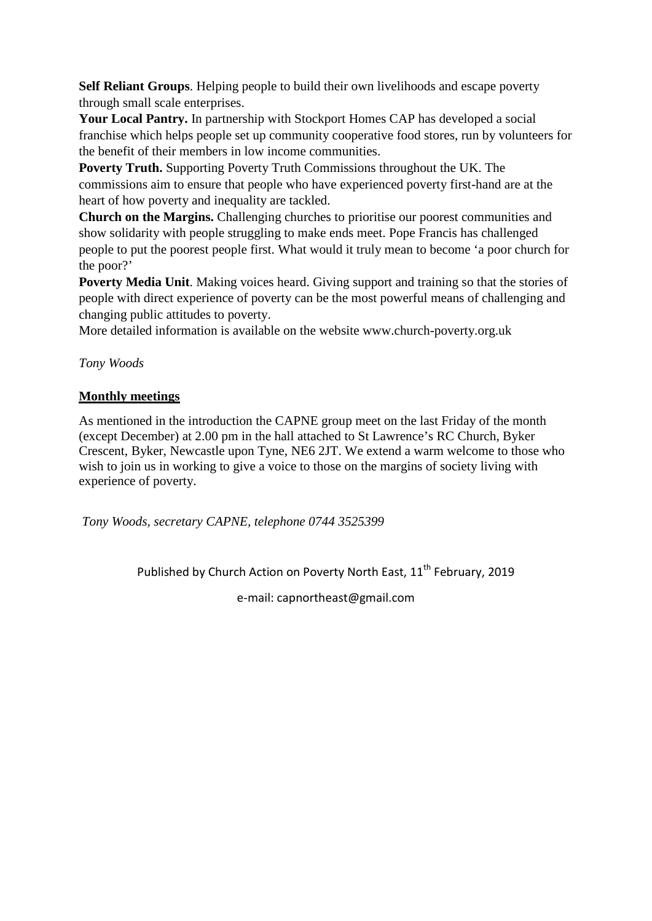**Self Reliant Groups**. Helping people to build their own livelihoods and escape poverty through small scale enterprises.

**Your Local Pantry.** In partnership with Stockport Homes CAP has developed a social franchise which helps people set up community cooperative food stores, run by volunteers for the benefit of their members in low income communities.

**Poverty Truth.** Supporting Poverty Truth Commissions throughout the UK. The commissions aim to ensure that people who have experienced poverty first-hand are at the heart of how poverty and inequality are tackled.

**Church on the Margins.** Challenging churches to prioritise our poorest communities and show solidarity with people struggling to make ends meet. Pope Francis has challenged people to put the poorest people first. What would it truly mean to become 'a poor church for the poor?'

**Poverty Media Unit**. Making voices heard. Giving support and training so that the stories of people with direct experience of poverty can be the most powerful means of challenging and changing public attitudes to poverty.

More detailed information is available on the website www.church-poverty.org.uk

*Tony Woods*

## Monthly meetings

As mentioned in the introduction the CAPNE group meet on the last Friday of the month (except December) at 2.00 pm in the hall attached to St Lawrence's RC Church, Byker Crescent, Byker, Newcastle upon Tyne, NE6 2JT. We extend a warm welcome to those who wish to join us in working to give a voice to those on the margins of society living with experience of poverty.

*Tony Woods, secretary CAPNE, telephone 0744 3525399*

Published by Church Action on Poverty North East, 11th February, 2019

e-mail: capnortheast@gmail.com